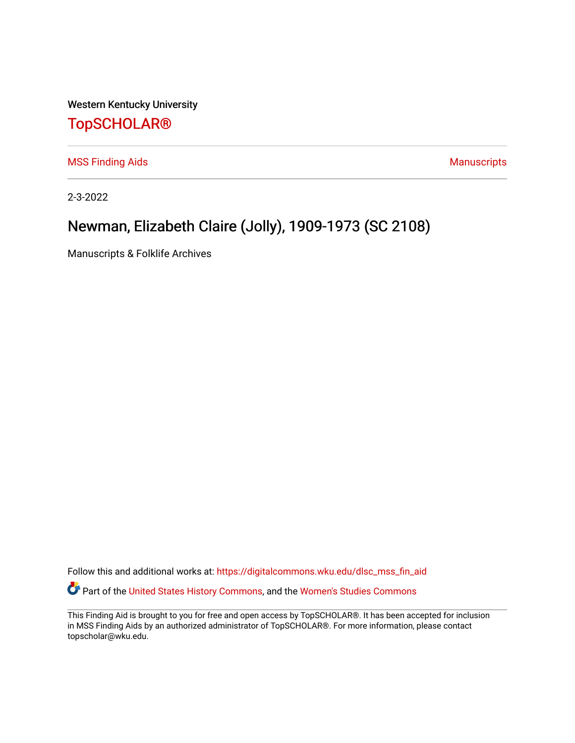Western Kentucky University

# TopSCHOLAR®

MSS Finding Aids | Manuscripts

2-3-2022

## Newman, Elizabeth Claire (Jolly), 1909-1973 (SC 2108)

Manuscripts & Folklife Archives

Follow this and additional works at: https://digitalcommons.wku.edu/dlsc_mss_fin_aid

Part of the United States History Commons, and the Women's Studies Commons

This Finding Aid is brought to you for free and open access by TopSCHOLAR®. It has been accepted for inclusion in MSS Finding Aids by an authorized administrator of TopSCHOLAR®. For more information, please contact topscholar@wku.edu.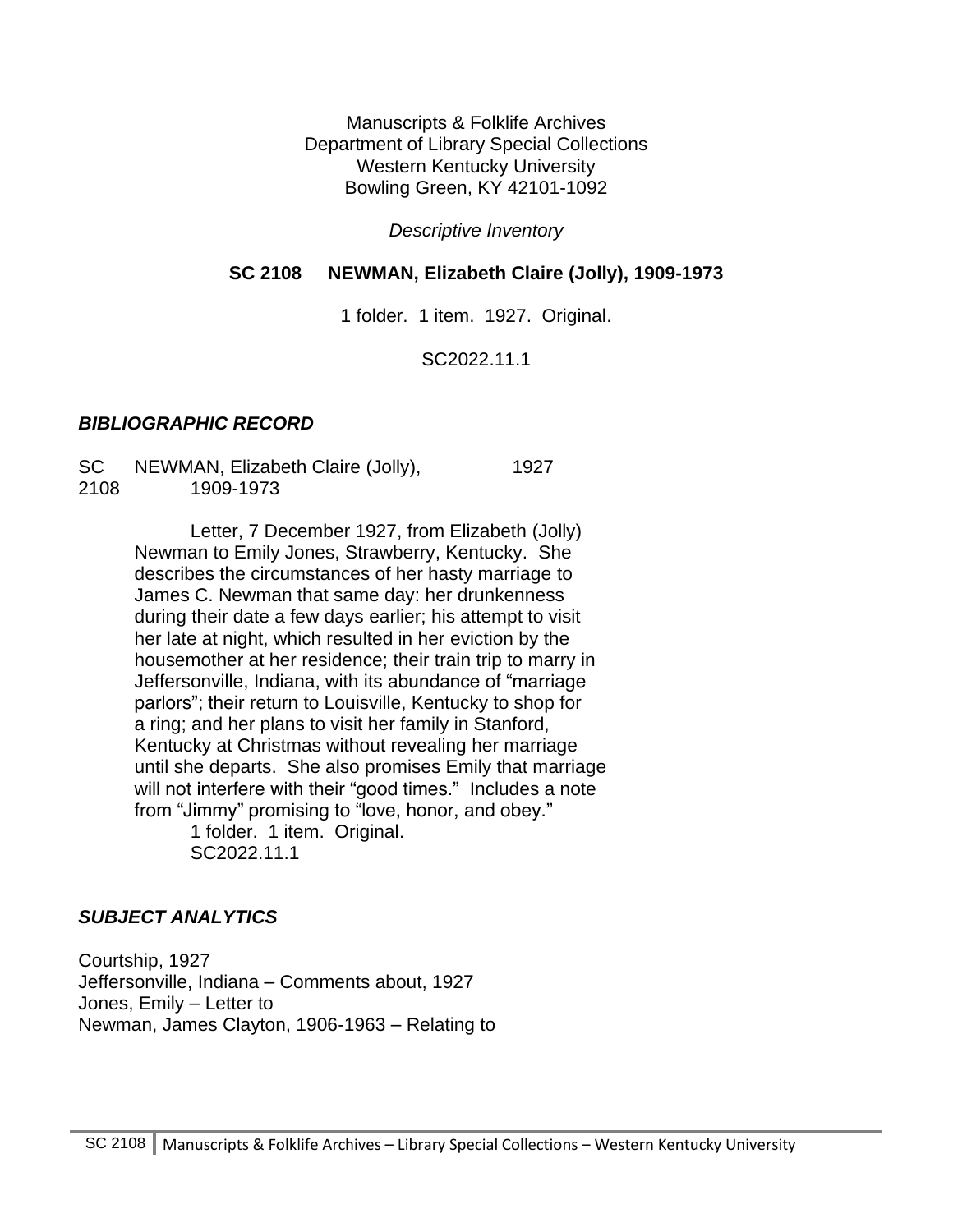Manuscripts & Folklife Archives
Department of Library Special Collections
Western Kentucky University
Bowling Green, KY 42101-1092

*Descriptive Inventory*

**SC 2108 NEWMAN, Elizabeth Claire (Jolly), 1909-1973**

1 folder. 1 item. 1927. Original.

SC2022.11.1

## *BIBLIOGRAPHIC RECORD*

SC 2108 NEWMAN, Elizabeth Claire (Jolly), 1909-1973 1927

Letter, 7 December 1927, from Elizabeth (Jolly) Newman to Emily Jones, Strawberry, Kentucky. She describes the circumstances of her hasty marriage to James C. Newman that same day: her drunkenness during their date a few days earlier; his attempt to visit her late at night, which resulted in her eviction by the housemother at her residence; their train trip to marry in Jeffersonville, Indiana, with its abundance of "marriage parlors"; their return to Louisville, Kentucky to shop for a ring; and her plans to visit her family in Stanford, Kentucky at Christmas without revealing her marriage until she departs. She also promises Emily that marriage will not interfere with their "good times." Includes a note from "Jimmy" promising to "love, honor, and obey."
1 folder. 1 item. Original.
SC2022.11.1

## *SUBJECT ANALYTICS*

Courtship, 1927
Jeffersonville, Indiana – Comments about, 1927
Jones, Emily – Letter to
Newman, James Clayton, 1906-1963 – Relating to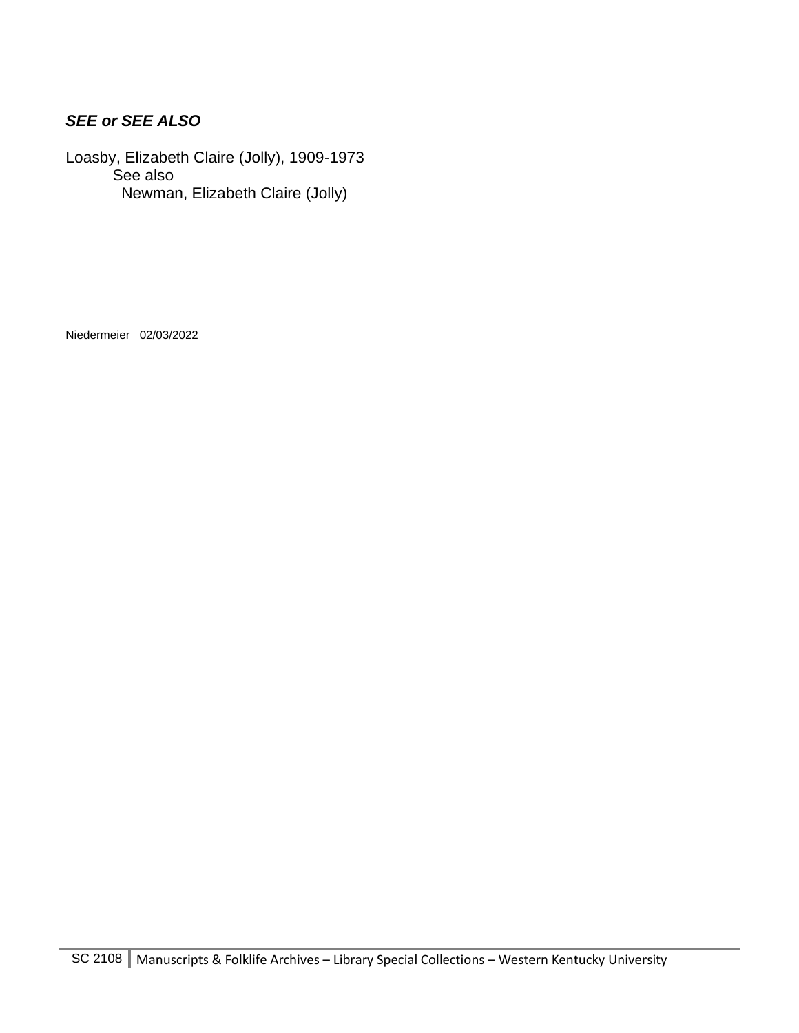***SEE or SEE ALSO***

Loasby, Elizabeth Claire (Jolly), 1909-1973
See also
Newman, Elizabeth Claire (Jolly)

Niedermeier 02/03/2022